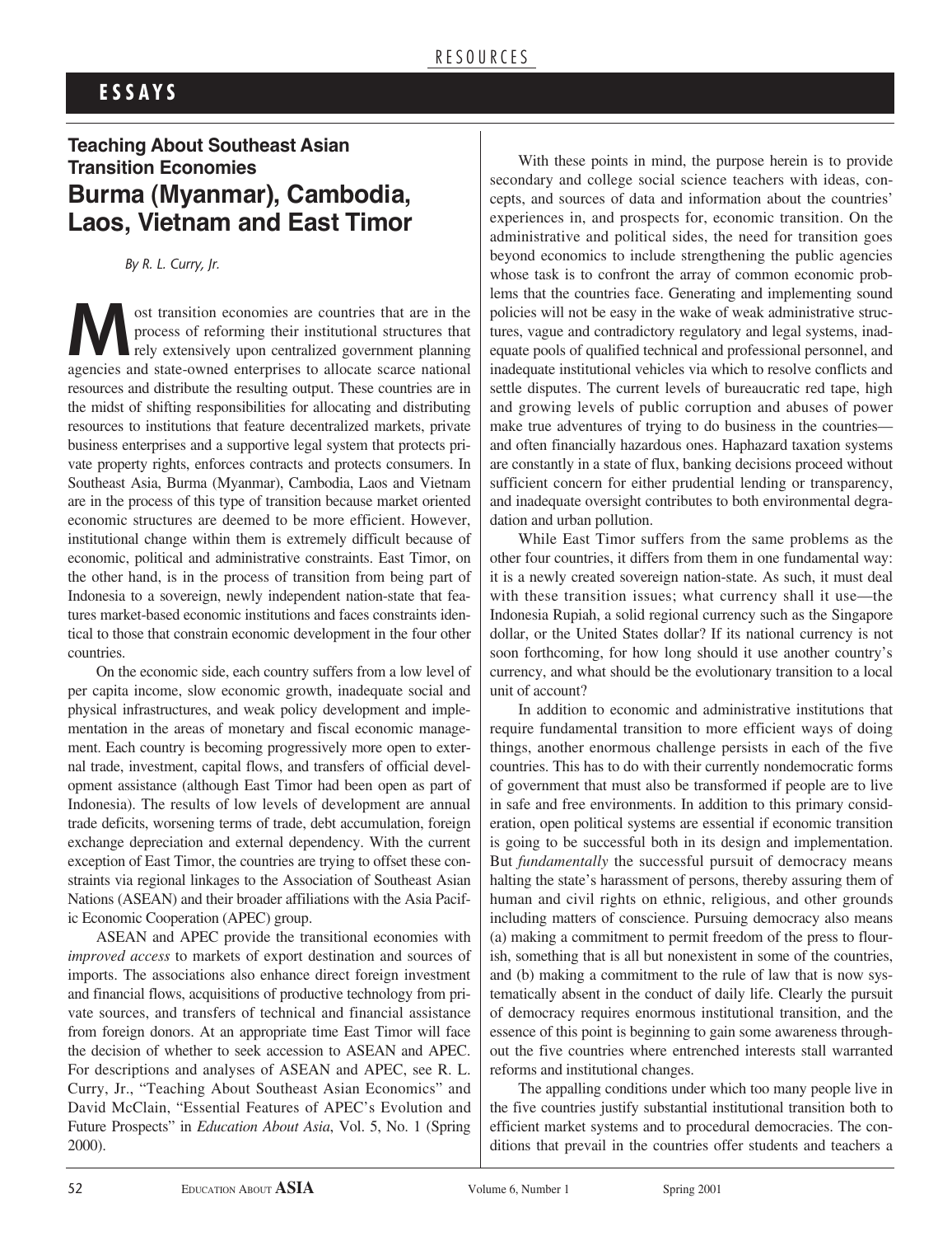# ESSAYS

## Teaching About Southeast Asian Transition Economies

# Burma (Myanmar), Cambodia, Laos, Vietnam and East Timor

*By R. L. Curry, Jr.*

Most transition economies are countries that are in the process of reforming their institutional structures that rely extensively upon centralized government planning agencies and state-owned enterprises to allocate scarce national resources and distribute the resulting output. These countries are in the midst of shifting responsibilities for allocating and distributing resources to institutions that feature decentralized markets, private business enterprises and a supportive legal system that protects private property rights, enforces contracts and protects consumers. In Southeast Asia, Burma (Myanmar), Cambodia, Laos and Vietnam are in the process of this type of transition because market oriented economic structures are deemed to be more efficient. However, institutional change within them is extremely difficult because of economic, political and administrative constraints. East Timor, on the other hand, is in the process of transition from being part of Indonesia to a sovereign, newly independent nation-state that features market-based economic institutions and faces constraints identical to those that constrain economic development in the four other countries.

On the economic side, each country suffers from a low level of per capita income, slow economic growth, inadequate social and physical infrastructures, and weak policy development and implementation in the areas of monetary and fiscal economic management. Each country is becoming progressively more open to external trade, investment, capital flows, and transfers of official development assistance (although East Timor had been open as part of Indonesia). The results of low levels of development are annual trade deficits, worsening terms of trade, debt accumulation, foreign exchange depreciation and external dependency. With the current exception of East Timor, the countries are trying to offset these constraints via regional linkages to the Association of Southeast Asian Nations (ASEAN) and their broader affiliations with the Asia Pacific Economic Cooperation (APEC) group.

ASEAN and APEC provide the transitional economies with *improved access* to markets of export destination and sources of imports. The associations also enhance direct foreign investment and financial flows, acquisitions of productive technology from private sources, and transfers of technical and financial assistance from foreign donors. At an appropriate time East Timor will face the decision of whether to seek accession to ASEAN and APEC. For descriptions and analyses of ASEAN and APEC, see R. L. Curry, Jr., "Teaching About Southeast Asian Economics" and David McClain, "Essential Features of APEC's Evolution and Future Prospects" in *Education About Asia*, Vol. 5, No. 1 (Spring 2000).

With these points in mind, the purpose herein is to provide secondary and college social science teachers with ideas, concepts, and sources of data and information about the countries' experiences in, and prospects for, economic transition. On the administrative and political sides, the need for transition goes beyond economics to include strengthening the public agencies whose task is to confront the array of common economic problems that the countries face. Generating and implementing sound policies will not be easy in the wake of weak administrative structures, vague and contradictory regulatory and legal systems, inadequate pools of qualified technical and professional personnel, and inadequate institutional vehicles via which to resolve conflicts and settle disputes. The current levels of bureaucratic red tape, high and growing levels of public corruption and abuses of power make true adventures of trying to do business in the countries—and often financially hazardous ones. Haphazard taxation systems are constantly in a state of flux, banking decisions proceed without sufficient concern for either prudential lending or transparency, and inadequate oversight contributes to both environmental degradation and urban pollution.

While East Timor suffers from the same problems as the other four countries, it differs from them in one fundamental way: it is a newly created sovereign nation-state. As such, it must deal with these transition issues; what currency shall it use—the Indonesia Rupiah, a solid regional currency such as the Singapore dollar, or the United States dollar? If its national currency is not soon forthcoming, for how long should it use another country's currency, and what should be the evolutionary transition to a local unit of account?

In addition to economic and administrative institutions that require fundamental transition to more efficient ways of doing things, another enormous challenge persists in each of the five countries. This has to do with their currently nondemocratic forms of government that must also be transformed if people are to live in safe and free environments. In addition to this primary consideration, open political systems are essential if economic transition is going to be successful both in its design and implementation. But *fundamentally* the successful pursuit of democracy means halting the state's harassment of persons, thereby assuring them of human and civil rights on ethnic, religious, and other grounds including matters of conscience. Pursuing democracy also means (a) making a commitment to permit freedom of the press to flourish, something that is all but nonexistent in some of the countries, and (b) making a commitment to the rule of law that is now systematically absent in the conduct of daily life. Clearly the pursuit of democracy requires enormous institutional transition, and the essence of this point is beginning to gain some awareness throughout the five countries where entrenched interests stall warranted reforms and institutional changes.

The appalling conditions under which too many people live in the five countries justify substantial institutional transition both to efficient market systems and to procedural democracies. The conditions that prevail in the countries offer students and teachers a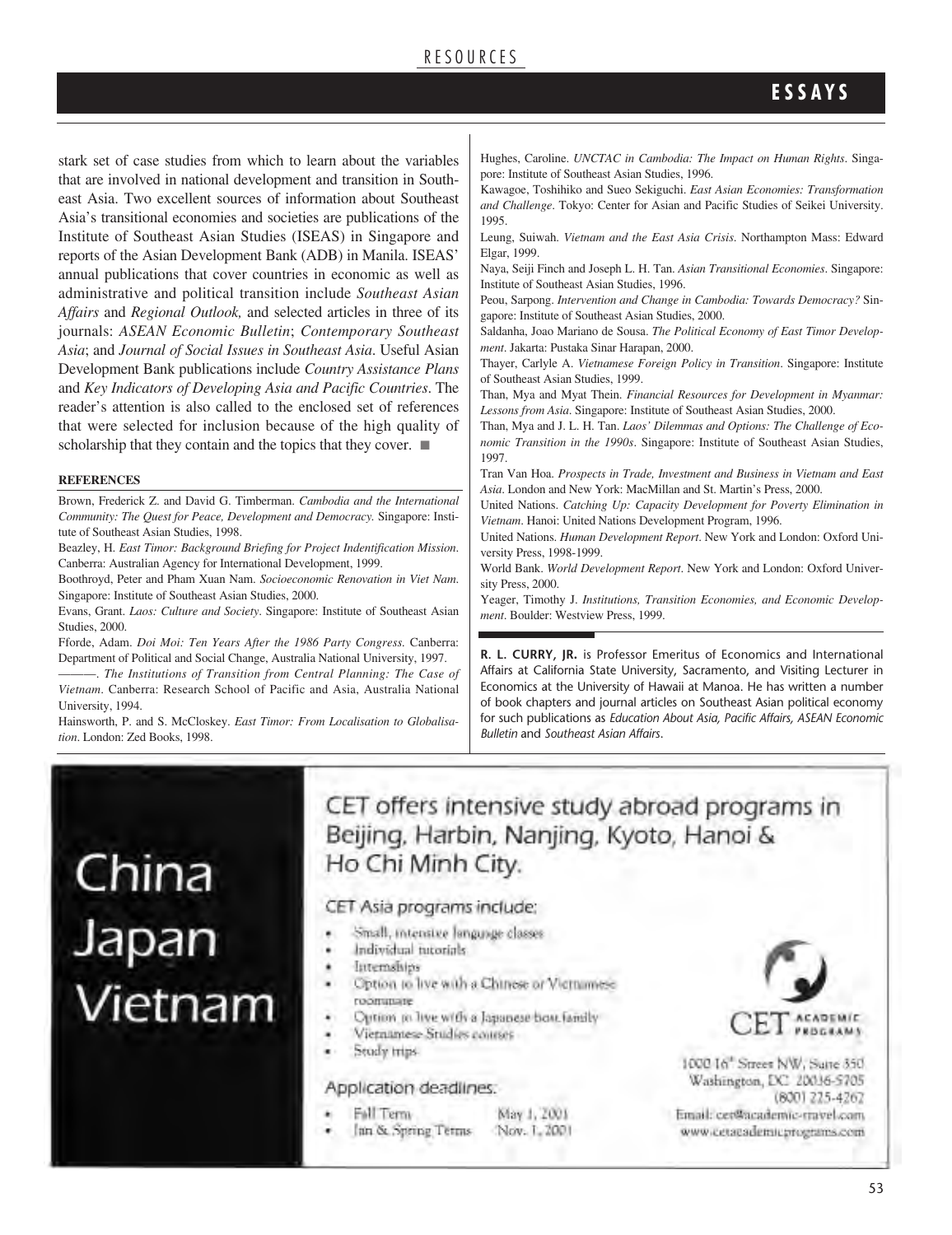stark set of case studies from which to learn about the variables that are involved in national development and transition in Southeast Asia. Two excellent sources of information about Southeast Asia's transitional economies and societies are publications of the Institute of Southeast Asian Studies (ISEAS) in Singapore and reports of the Asian Development Bank (ADB) in Manila. ISEAS' annual publications that cover countries in economic as well as administrative and political transition include *Southeast Asian Affairs* and *Regional Outlook,* and selected articles in three of its journals: *ASEAN Economic Bulletin*; *Contemporary Southeast Asia*; and *Journal of Social Issues in Southeast Asia*. Useful Asian Development Bank publications include *Country Assistance Plans* and *Key Indicators of Developing Asia and Pacific Countries*. The reader's attention is also called to the enclosed set of references that were selected for inclusion because of the high quality of scholarship that they contain and the topics that they cover. ■

## REFERENCES

Brown, Frederick Z. and David G. Timberman. *Cambodia and the International Community: The Quest for Peace, Development and Democracy.* Singapore: Institute of Southeast Asian Studies, 1998.

Beazley, H. *East Timor: Background Briefing for Project Indentification Mission*. Canberra: Australian Agency for International Development, 1999.

Boothroyd, Peter and Pham Xuan Nam. *Socioeconomic Renovation in Viet Nam*. Singapore: Institute of Southeast Asian Studies, 2000.

Evans, Grant. *Laos: Culture and Society*. Singapore: Institute of Southeast Asian Studies, 2000.

Fforde, Adam. *Doi Moi: Ten Years After the 1986 Party Congress*. Canberra: Department of Political and Social Change, Australia National University, 1997.

———. *The Institutions of Transition from Central Planning: The Case of Vietnam*. Canberra: Research School of Pacific and Asia, Australia National University, 1994.

Hainsworth, P. and S. McCloskey. *East Timor: From Localisation to Globalisation*. London: Zed Books, 1998.

Hughes, Caroline. *UNCTAC in Cambodia: The Impact on Human Rights*. Singapore: Institute of Southeast Asian Studies, 1996.

Kawagoe, Toshihiko and Sueo Sekiguchi. *East Asian Economies: Transformation and Challenge*. Tokyo: Center for Asian and Pacific Studies of Seikei University. 1995.

Leung, Suiwah. *Vietnam and the East Asia Crisis*. Northampton Mass: Edward Elgar, 1999.

Naya, Seiji Finch and Joseph L. H. Tan. *Asian Transitional Economies*. Singapore: Institute of Southeast Asian Studies, 1996.

Peou, Sarpong. *Intervention and Change in Cambodia: Towards Democracy?* Singapore: Institute of Southeast Asian Studies, 2000.

Saldanha, Joao Mariano de Sousa. *The Political Economy of East Timor Development*. Jakarta: Pustaka Sinar Harapan, 2000.

Thayer, Carlyle A. *Vietnamese Foreign Policy in Transition*. Singapore: Institute of Southeast Asian Studies, 1999.

Than, Mya and Myat Thein. *Financial Resources for Development in Myanmar: Lessons from Asia*. Singapore: Institute of Southeast Asian Studies, 2000.

Than, Mya and J. L. H. Tan. *Laos' Dilemmas and Options: The Challenge of Economic Transition in the 1990s*. Singapore: Institute of Southeast Asian Studies, 1997.

Tran Van Hoa. *Prospects in Trade, Investment and Business in Vietnam and East Asia*. London and New York: MacMillan and St. Martin's Press, 2000.

United Nations. *Catching Up: Capacity Development for Poverty Elimination in Vietnam*. Hanoi: United Nations Development Program, 1996.

United Nations. *Human Development Report*. New York and London: Oxford University Press, 1998-1999.

World Bank. *World Development Report*. New York and London: Oxford University Press, 2000.

Yeager, Timothy J. *Institutions, Transition Economies, and Economic Development*. Boulder: Westview Press, 1999.

**R. L. CURRY, JR.** is Professor Emeritus of Economics and International Affairs at California State University, Sacramento, and Visiting Lecturer in Economics at the University of Hawaii at Manoa. He has written a number of book chapters and journal articles on Southeast Asian political economy for such publications as *Education About Asia, Pacific Affairs, ASEAN Economic Bulletin* and *Southeast Asian Affairs*.

China
Japan
Vietnam

CET offers intensive study abroad programs in Beijing, Harbin, Nanjing, Kyoto, Hanoi & Ho Chi Minh City.

CET Asia programs include:

- Small, intensive language classes
- Individual tutorials
- Internships
- Option to live with a Chinese or Vietnamese roommate
- Option to live with a Japanese host family
- Vietnamese Studies courses
- Study trips

Application deadlines:

- Fall Term May 1, 2001
- Jan & Spring Terms Nov. 1, 2001

CET ACADEMIC PROGRAMS

1000 16th Street NW, Suite 350
Washington, DC 20036-5705
(800) 225-4262
Email: cet@academic-travel.com
www.cetacademicprograms.com